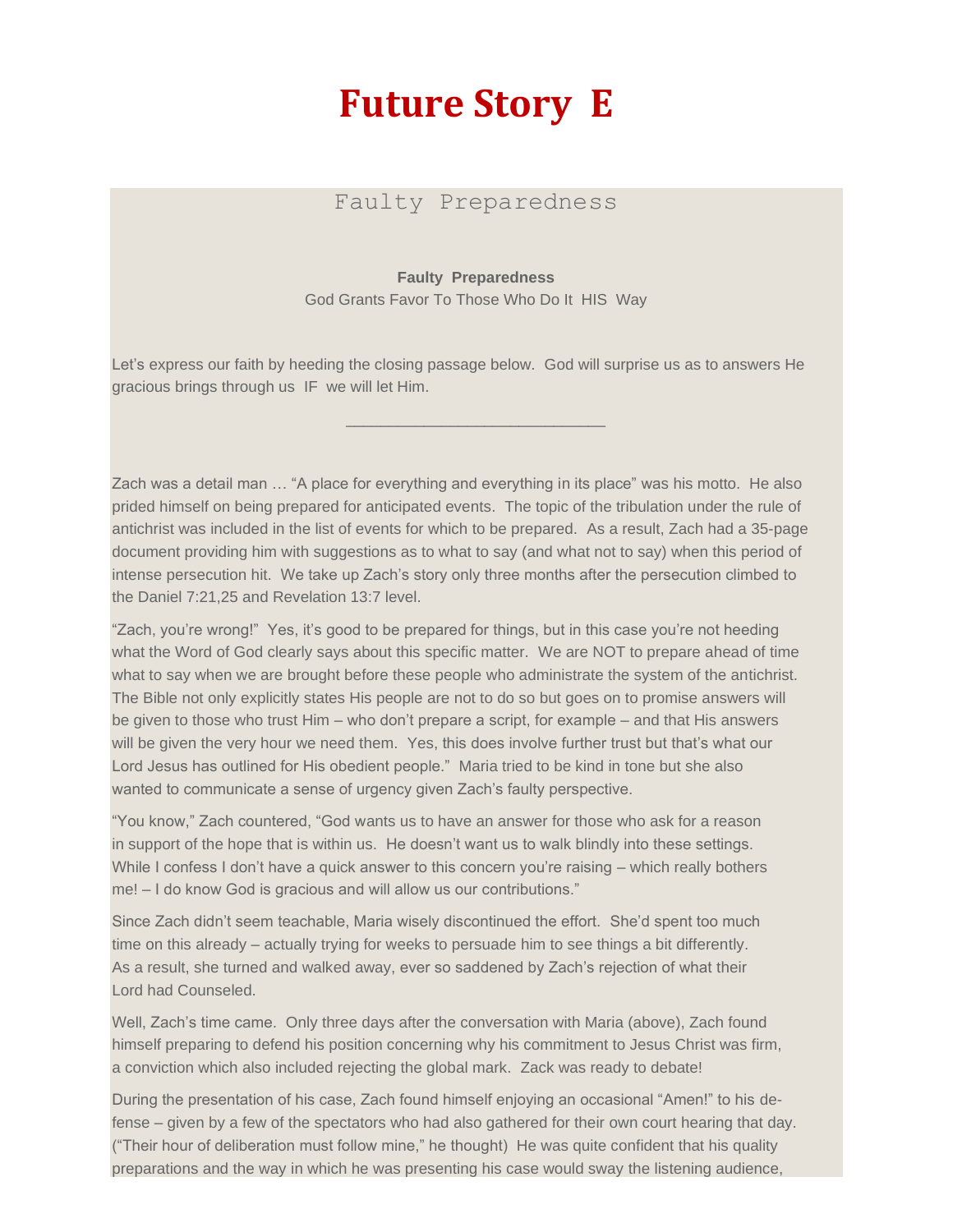# Future Story E

## Faulty Preparedness

**Faulty Preparedness**

God Grants Favor To Those Who Do It HIS Way

Let's express our faith by heeding the closing passage below. God will surprise us as to answers He gracious brings through us IF we will let Him.

______________________________

Zach was a detail man … "A place for everything and everything in its place" was his motto. He also prided himself on being prepared for anticipated events. The topic of the tribulation under the rule of antichrist was included in the list of events for which to be prepared. As a result, Zach had a 35-page document providing him with suggestions as to what to say (and what not to say) when this period of intense persecution hit. We take up Zach's story only three months after the persecution climbed to the Daniel 7:21,25 and Revelation 13:7 level.

"Zach, you're wrong!" Yes, it's good to be prepared for things, but in this case you're not heeding what the Word of God clearly says about this specific matter. We are NOT to prepare ahead of time what to say when we are brought before these people who administrate the system of the antichrist. The Bible not only explicitly states His people are not to do so but goes on to promise answers will be given to those who trust Him – who don't prepare a script, for example – and that His answers will be given the very hour we need them. Yes, this does involve further trust but that's what our Lord Jesus has outlined for His obedient people." Maria tried to be kind in tone but she also wanted to communicate a sense of urgency given Zach's faulty perspective.

"You know," Zach countered, "God wants us to have an answer for those who ask for a reason in support of the hope that is within us. He doesn't want us to walk blindly into these settings. While I confess I don't have a quick answer to this concern you're raising – which really bothers me! – I do know God is gracious and will allow us our contributions."

Since Zach didn't seem teachable, Maria wisely discontinued the effort. She'd spent too much time on this already – actually trying for weeks to persuade him to see things a bit differently. As a result, she turned and walked away, ever so saddened by Zach's rejection of what their Lord had Counseled.

Well, Zach's time came. Only three days after the conversation with Maria (above), Zach found himself preparing to defend his position concerning why his commitment to Jesus Christ was firm, a conviction which also included rejecting the global mark. Zack was ready to debate!

During the presentation of his case, Zach found himself enjoying an occasional "Amen!" to his defense – given by a few of the spectators who had also gathered for their own court hearing that day. ("Their hour of deliberation must follow mine," he thought) He was quite confident that his quality preparations and the way in which he was presenting his case would sway the listening audience,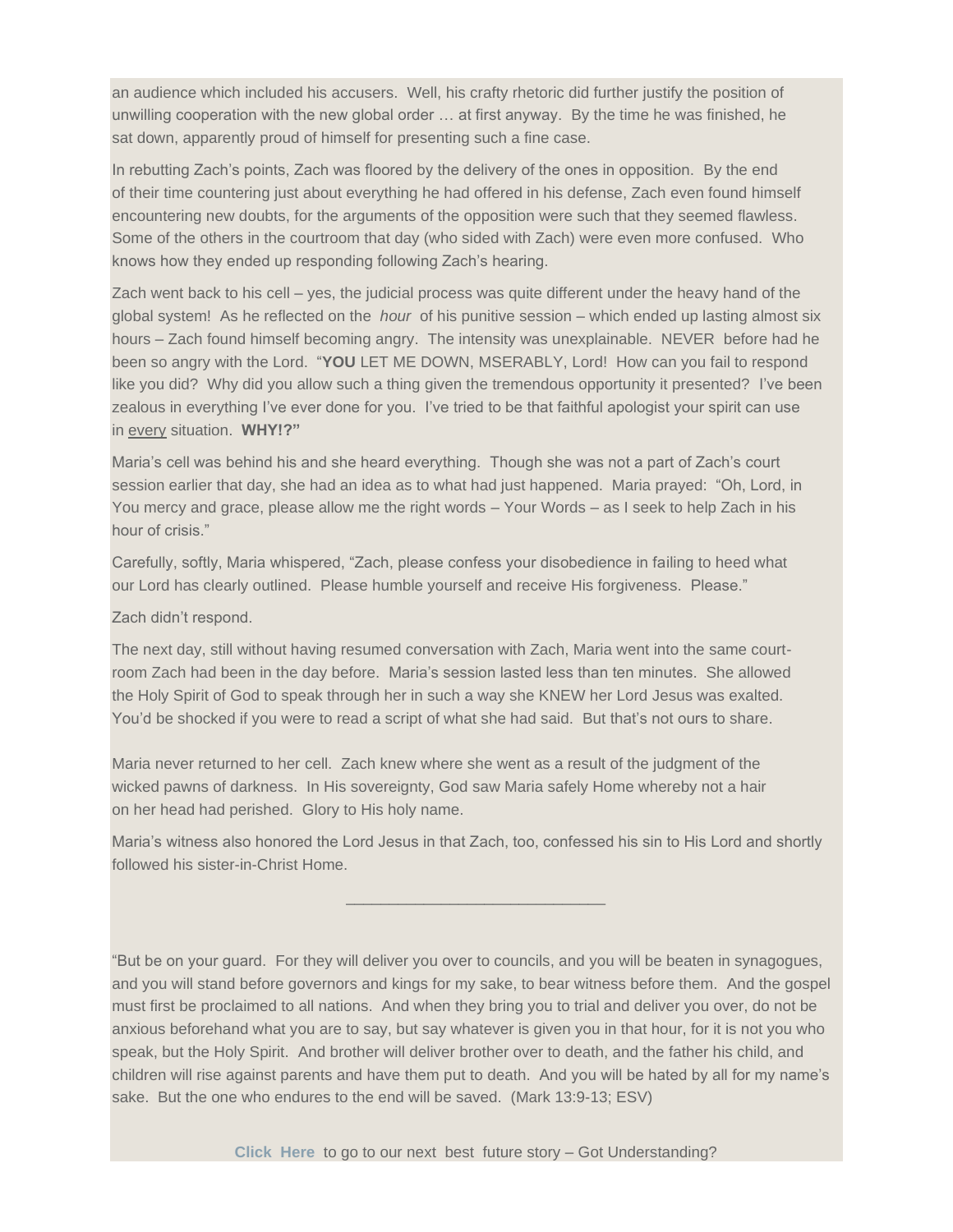an audience which included his accusers.  Well, his crafty rhetoric did further justify the position of unwilling cooperation with the new global order … at first anyway.  By the time he was finished, he sat down, apparently proud of himself for presenting such a fine case.

In rebutting Zach's points, Zach was floored by the delivery of the ones in opposition.  By the end of their time countering just about everything he had offered in his defense, Zach even found himself encountering new doubts, for the arguments of the opposition were such that they seemed flawless.  Some of the others in the courtroom that day (who sided with Zach) were even more confused.  Who knows how they ended up responding following Zach's hearing.

Zach went back to his cell – yes, the judicial process was quite different under the heavy hand of the global system!  As he reflected on the *hour* of his punitive session – which ended up lasting almost six hours – Zach found himself becoming angry.  The intensity was unexplainable.  NEVER before had he been so angry with the Lord.  "**YOU** LET ME DOWN, MSERABLY, Lord!  How can you fail to respond like you did?  Why did you allow such a thing given the tremendous opportunity it presented?  I've been zealous in everything I've ever done for you.  I've tried to be that faithful apologist your spirit can use in <u>every</u> situation.  **WHY!?"**

Maria's cell was behind his and she heard everything.  Though she was not a part of Zach's court session earlier that day, she had an idea as to what had just happened.  Maria prayed:  "Oh, Lord, in You mercy and grace, please allow me the right words – Your Words – as I seek to help Zach in his hour of crisis."

Carefully, softly, Maria whispered, "Zach, please confess your disobedience in failing to heed what our Lord has clearly outlined.  Please humble yourself and receive His forgiveness.  Please."

Zach didn't respond.

The next day, still without having resumed conversation with Zach, Maria went into the same court-room Zach had been in the day before.  Maria's session lasted less than ten minutes.  She allowed the Holy Spirit of God to speak through her in such a way she KNEW her Lord Jesus was exalted.  You'd be shocked if you were to read a script of what she had said.  But that's not ours to share.

Maria never returned to her cell.  Zach knew where she went as a result of the judgment of the wicked pawns of darkness.  In His sovereignty, God saw Maria safely Home whereby not a hair on her head had perished.  Glory to His holy name.

Maria's witness also honored the Lord Jesus in that Zach, too, confessed his sin to His Lord and shortly followed his sister-in-Christ Home.

---

"But be on your guard.  For they will deliver you over to councils, and you will be beaten in synagogues, and you will stand before governors and kings for my sake, to bear witness before them.  And the gospel must first be proclaimed to all nations.  And when they bring you to trial and deliver you over, do not be anxious beforehand what you are to say, but say whatever is given you in that hour, for it is not you who speak, but the Holy Spirit.  And brother will deliver brother over to death, and the father his child, and children will rise against parents and have them put to death.  And you will be hated by all for my name's sake.  But the one who endures to the end will be saved.  (Mark 13:9-13; ESV)

**Click Here** to go to our next best future story – Got Understanding?